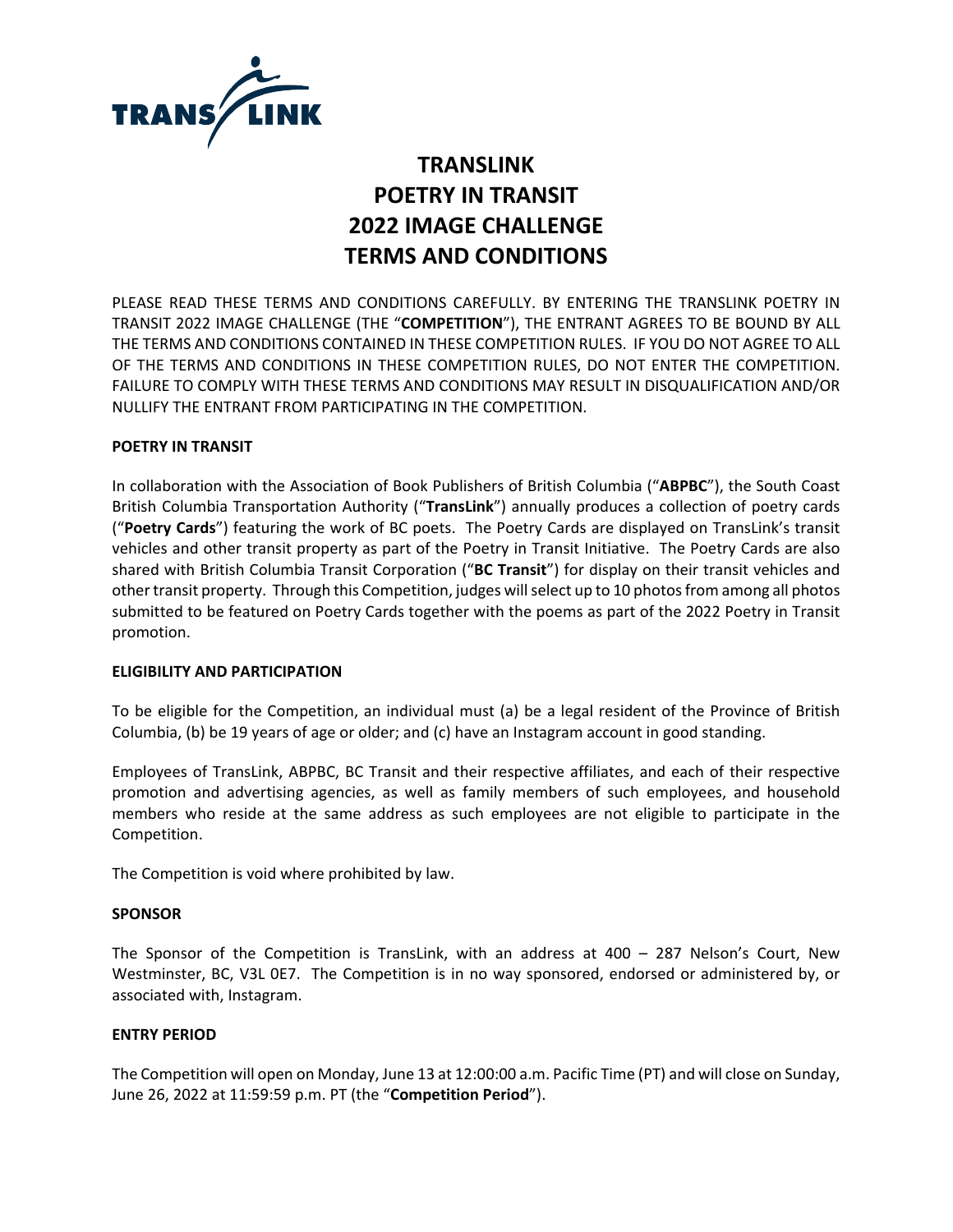# TRANSLINK
# POETRY IN TRANSIT
# 2022 IMAGE CHALLENGE
# TERMS AND CONDITIONS

PLEASE READ THESE TERMS AND CONDITIONS CAREFULLY. BY ENTERING THE TRANSLINK POETRY IN TRANSIT 2022 IMAGE CHALLENGE (THE "**COMPETITION**"), THE ENTRANT AGREES TO BE BOUND BY ALL THE TERMS AND CONDITIONS CONTAINED IN THESE COMPETITION RULES. IF YOU DO NOT AGREE TO ALL OF THE TERMS AND CONDITIONS IN THESE COMPETITION RULES, DO NOT ENTER THE COMPETITION. FAILURE TO COMPLY WITH THESE TERMS AND CONDITIONS MAY RESULT IN DISQUALIFICATION AND/OR NULLIFY THE ENTRANT FROM PARTICIPATING IN THE COMPETITION.

**POETRY IN TRANSIT**

In collaboration with the Association of Book Publishers of British Columbia ("**ABPBC**"), the South Coast British Columbia Transportation Authority ("**TransLink**") annually produces a collection of poetry cards ("**Poetry Cards**") featuring the work of BC poets. The Poetry Cards are displayed on TransLink's transit vehicles and other transit property as part of the Poetry in Transit Initiative. The Poetry Cards are also shared with British Columbia Transit Corporation ("**BC Transit**") for display on their transit vehicles and other transit property. Through this Competition, judges will select up to 10 photos from among all photos submitted to be featured on Poetry Cards together with the poems as part of the 2022 Poetry in Transit promotion.

**ELIGIBILITY AND PARTICIPATION**

To be eligible for the Competition, an individual must (a) be a legal resident of the Province of British Columbia, (b) be 19 years of age or older; and (c) have an Instagram account in good standing.

Employees of TransLink, ABPBC, BC Transit and their respective affiliates, and each of their respective promotion and advertising agencies, as well as family members of such employees, and household members who reside at the same address as such employees are not eligible to participate in the Competition.

The Competition is void where prohibited by law.

**SPONSOR**

The Sponsor of the Competition is TransLink, with an address at 400 – 287 Nelson's Court, New Westminster, BC, V3L 0E7. The Competition is in no way sponsored, endorsed or administered by, or associated with, Instagram.

**ENTRY PERIOD**

The Competition will open on Monday, June 13 at 12:00:00 a.m. Pacific Time (PT) and will close on Sunday, June 26, 2022 at 11:59:59 p.m. PT (the "**Competition Period**").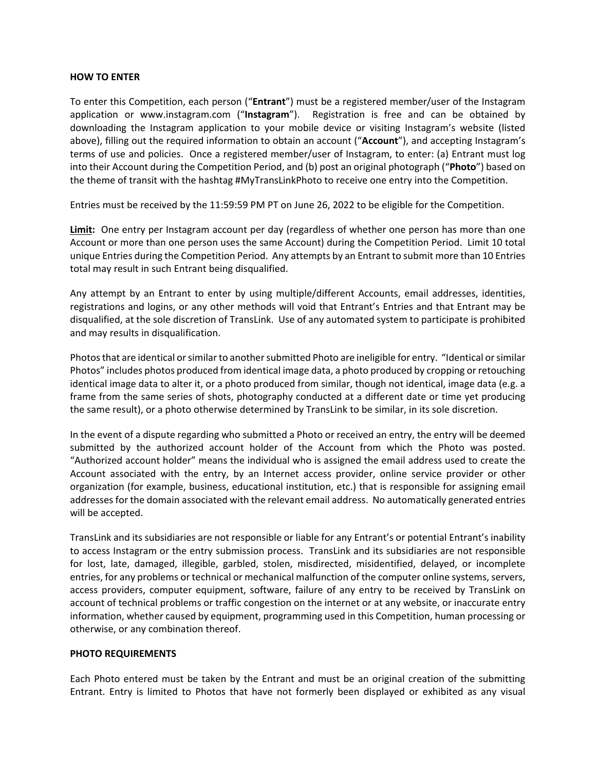**HOW TO ENTER**

To enter this Competition, each person ("**Entrant**") must be a registered member/user of the Instagram application or www.instagram.com ("**Instagram**"). Registration is free and can be obtained by downloading the Instagram application to your mobile device or visiting Instagram's website (listed above), filling out the required information to obtain an account ("**Account**"), and accepting Instagram's terms of use and policies. Once a registered member/user of Instagram, to enter: (a) Entrant must log into their Account during the Competition Period, and (b) post an original photograph ("**Photo**") based on the theme of transit with the hashtag #MyTransLinkPhoto to receive one entry into the Competition.

Entries must be received by the 11:59:59 PM PT on June 26, 2022 to be eligible for the Competition.

**Limit:** One entry per Instagram account per day (regardless of whether one person has more than one Account or more than one person uses the same Account) during the Competition Period. Limit 10 total unique Entries during the Competition Period. Any attempts by an Entrant to submit more than 10 Entries total may result in such Entrant being disqualified.

Any attempt by an Entrant to enter by using multiple/different Accounts, email addresses, identities, registrations and logins, or any other methods will void that Entrant's Entries and that Entrant may be disqualified, at the sole discretion of TransLink. Use of any automated system to participate is prohibited and may results in disqualification.

Photos that are identical or similar to another submitted Photo are ineligible for entry. "Identical or similar Photos" includes photos produced from identical image data, a photo produced by cropping or retouching identical image data to alter it, or a photo produced from similar, though not identical, image data (e.g. a frame from the same series of shots, photography conducted at a different date or time yet producing the same result), or a photo otherwise determined by TransLink to be similar, in its sole discretion.

In the event of a dispute regarding who submitted a Photo or received an entry, the entry will be deemed submitted by the authorized account holder of the Account from which the Photo was posted. "Authorized account holder" means the individual who is assigned the email address used to create the Account associated with the entry, by an Internet access provider, online service provider or other organization (for example, business, educational institution, etc.) that is responsible for assigning email addresses for the domain associated with the relevant email address. No automatically generated entries will be accepted.

TransLink and its subsidiaries are not responsible or liable for any Entrant's or potential Entrant's inability to access Instagram or the entry submission process. TransLink and its subsidiaries are not responsible for lost, late, damaged, illegible, garbled, stolen, misdirected, misidentified, delayed, or incomplete entries, for any problems or technical or mechanical malfunction of the computer online systems, servers, access providers, computer equipment, software, failure of any entry to be received by TransLink on account of technical problems or traffic congestion on the internet or at any website, or inaccurate entry information, whether caused by equipment, programming used in this Competition, human processing or otherwise, or any combination thereof.

**PHOTO REQUIREMENTS**

Each Photo entered must be taken by the Entrant and must be an original creation of the submitting Entrant. Entry is limited to Photos that have not formerly been displayed or exhibited as any visual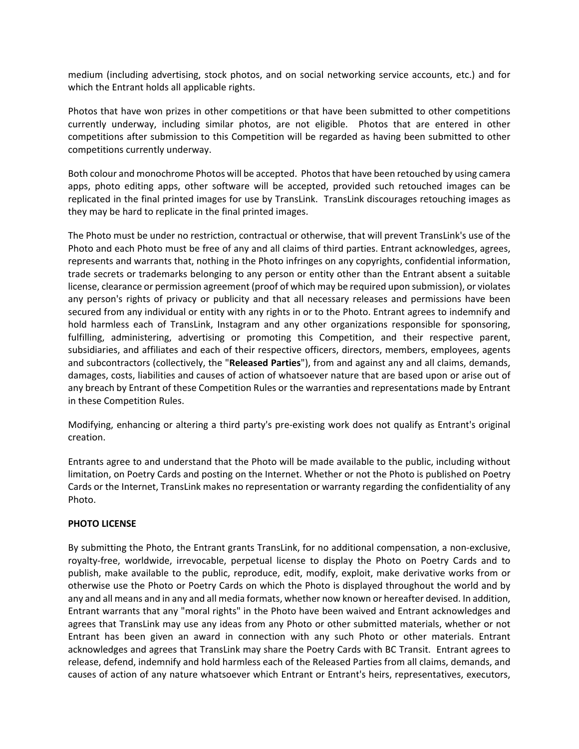medium (including advertising, stock photos, and on social networking service accounts, etc.) and for which the Entrant holds all applicable rights.

Photos that have won prizes in other competitions or that have been submitted to other competitions currently underway, including similar photos, are not eligible. Photos that are entered in other competitions after submission to this Competition will be regarded as having been submitted to other competitions currently underway.

Both colour and monochrome Photos will be accepted. Photos that have been retouched by using camera apps, photo editing apps, other software will be accepted, provided such retouched images can be replicated in the final printed images for use by TransLink. TransLink discourages retouching images as they may be hard to replicate in the final printed images.

The Photo must be under no restriction, contractual or otherwise, that will prevent TransLink's use of the Photo and each Photo must be free of any and all claims of third parties. Entrant acknowledges, agrees, represents and warrants that, nothing in the Photo infringes on any copyrights, confidential information, trade secrets or trademarks belonging to any person or entity other than the Entrant absent a suitable license, clearance or permission agreement (proof of which may be required upon submission), or violates any person's rights of privacy or publicity and that all necessary releases and permissions have been secured from any individual or entity with any rights in or to the Photo. Entrant agrees to indemnify and hold harmless each of TransLink, Instagram and any other organizations responsible for sponsoring, fulfilling, administering, advertising or promoting this Competition, and their respective parent, subsidiaries, and affiliates and each of their respective officers, directors, members, employees, agents and subcontractors (collectively, the "**Released Parties**"), from and against any and all claims, demands, damages, costs, liabilities and causes of action of whatsoever nature that are based upon or arise out of any breach by Entrant of these Competition Rules or the warranties and representations made by Entrant in these Competition Rules.

Modifying, enhancing or altering a third party's pre-existing work does not qualify as Entrant's original creation.

Entrants agree to and understand that the Photo will be made available to the public, including without limitation, on Poetry Cards and posting on the Internet. Whether or not the Photo is published on Poetry Cards or the Internet, TransLink makes no representation or warranty regarding the confidentiality of any Photo.

**PHOTO LICENSE**

By submitting the Photo, the Entrant grants TransLink, for no additional compensation, a non-exclusive, royalty-free, worldwide, irrevocable, perpetual license to display the Photo on Poetry Cards and to publish, make available to the public, reproduce, edit, modify, exploit, make derivative works from or otherwise use the Photo or Poetry Cards on which the Photo is displayed throughout the world and by any and all means and in any and all media formats, whether now known or hereafter devised. In addition, Entrant warrants that any "moral rights" in the Photo have been waived and Entrant acknowledges and agrees that TransLink may use any ideas from any Photo or other submitted materials, whether or not Entrant has been given an award in connection with any such Photo or other materials. Entrant acknowledges and agrees that TransLink may share the Poetry Cards with BC Transit. Entrant agrees to release, defend, indemnify and hold harmless each of the Released Parties from all claims, demands, and causes of action of any nature whatsoever which Entrant or Entrant's heirs, representatives, executors,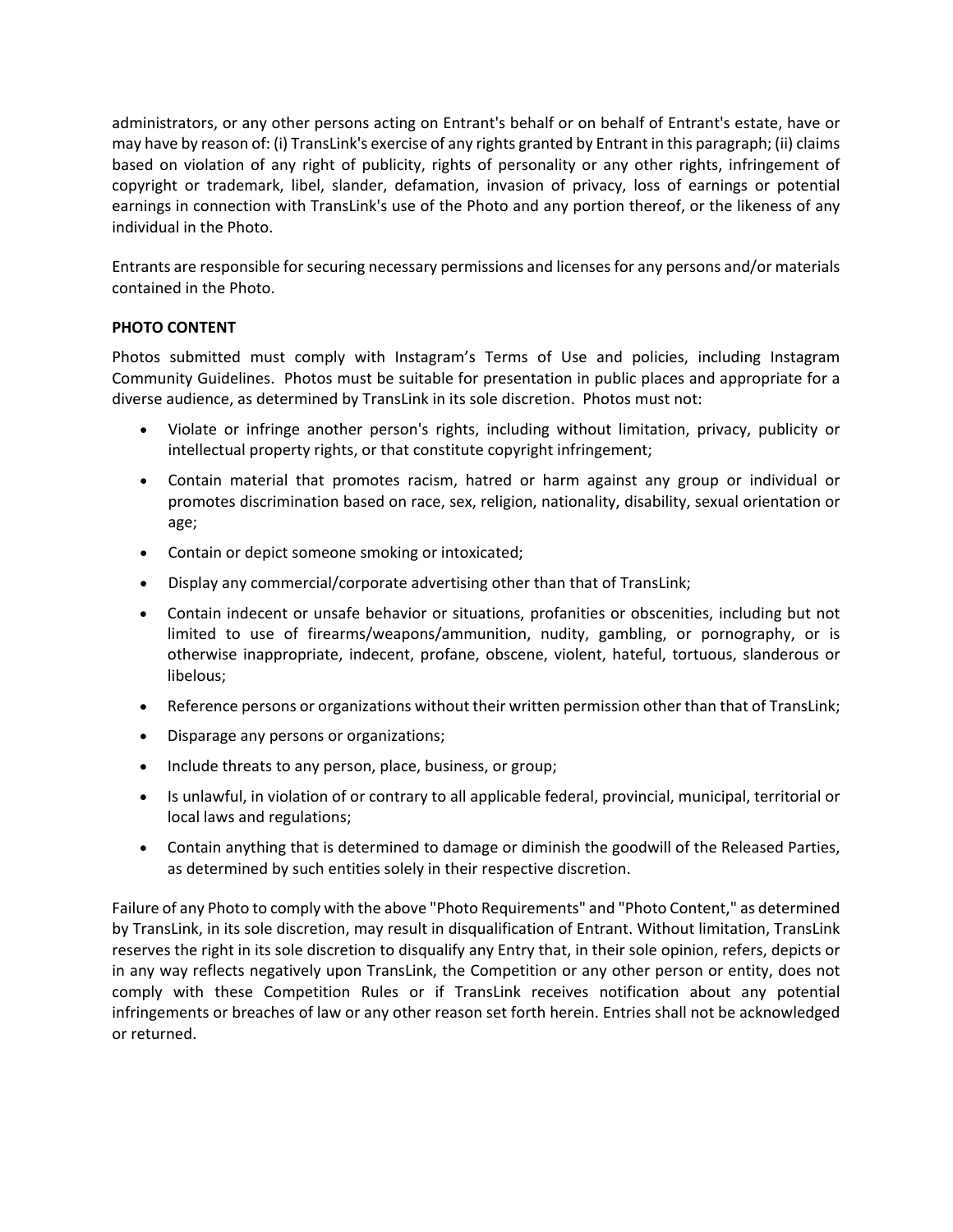administrators, or any other persons acting on Entrant's behalf or on behalf of Entrant's estate, have or may have by reason of: (i) TransLink's exercise of any rights granted by Entrant in this paragraph; (ii) claims based on violation of any right of publicity, rights of personality or any other rights, infringement of copyright or trademark, libel, slander, defamation, invasion of privacy, loss of earnings or potential earnings in connection with TransLink's use of the Photo and any portion thereof, or the likeness of any individual in the Photo.

Entrants are responsible for securing necessary permissions and licenses for any persons and/or materials contained in the Photo.

**PHOTO CONTENT**

Photos submitted must comply with Instagram's Terms of Use and policies, including Instagram Community Guidelines. Photos must be suitable for presentation in public places and appropriate for a diverse audience, as determined by TransLink in its sole discretion. Photos must not:

- Violate or infringe another person's rights, including without limitation, privacy, publicity or intellectual property rights, or that constitute copyright infringement;
- Contain material that promotes racism, hatred or harm against any group or individual or promotes discrimination based on race, sex, religion, nationality, disability, sexual orientation or age;
- Contain or depict someone smoking or intoxicated;
- Display any commercial/corporate advertising other than that of TransLink;
- Contain indecent or unsafe behavior or situations, profanities or obscenities, including but not limited to use of firearms/weapons/ammunition, nudity, gambling, or pornography, or is otherwise inappropriate, indecent, profane, obscene, violent, hateful, tortuous, slanderous or libelous;
- Reference persons or organizations without their written permission other than that of TransLink;
- Disparage any persons or organizations;
- Include threats to any person, place, business, or group;
- Is unlawful, in violation of or contrary to all applicable federal, provincial, municipal, territorial or local laws and regulations;
- Contain anything that is determined to damage or diminish the goodwill of the Released Parties, as determined by such entities solely in their respective discretion.

Failure of any Photo to comply with the above "Photo Requirements" and "Photo Content," as determined by TransLink, in its sole discretion, may result in disqualification of Entrant. Without limitation, TransLink reserves the right in its sole discretion to disqualify any Entry that, in their sole opinion, refers, depicts or in any way reflects negatively upon TransLink, the Competition or any other person or entity, does not comply with these Competition Rules or if TransLink receives notification about any potential infringements or breaches of law or any other reason set forth herein. Entries shall not be acknowledged or returned.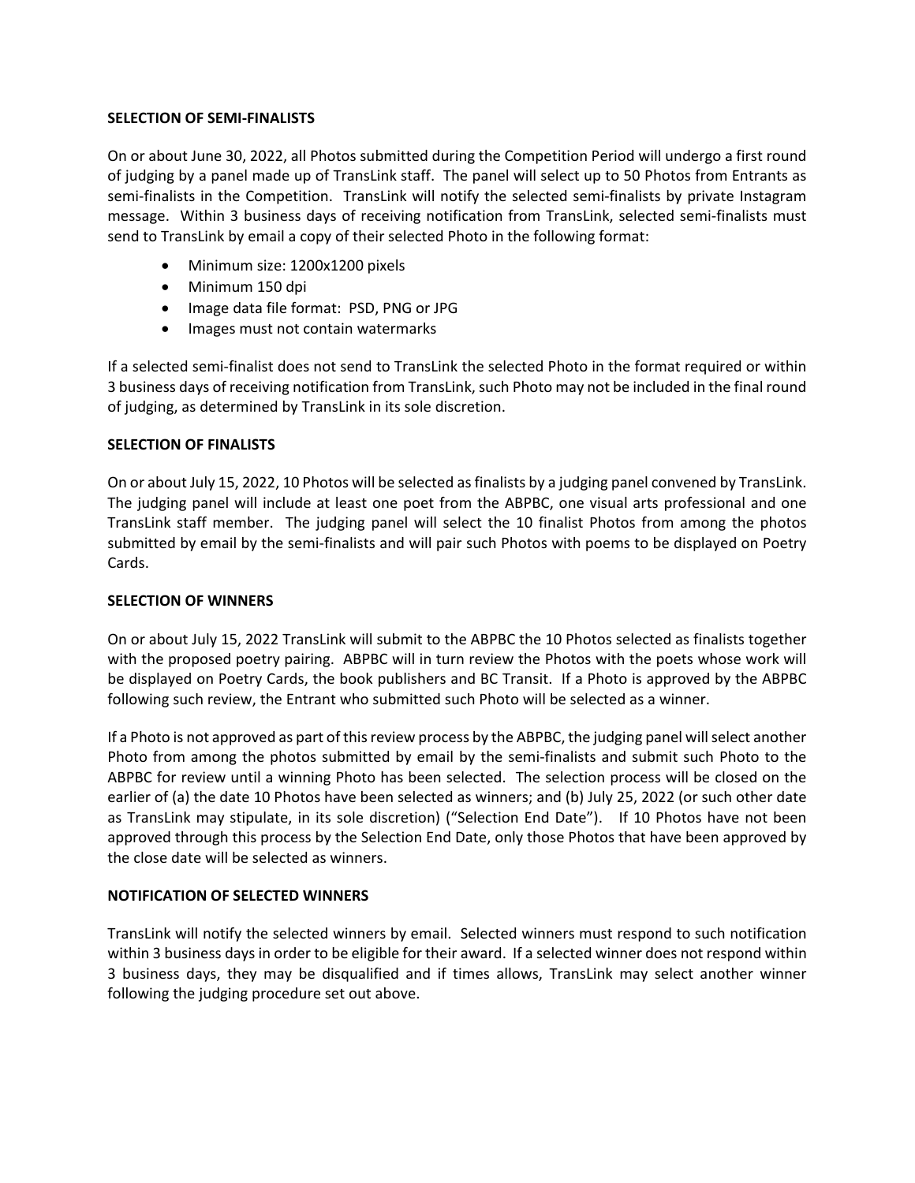## SELECTION OF SEMI-FINALISTS

On or about June 30, 2022, all Photos submitted during the Competition Period will undergo a first round of judging by a panel made up of TransLink staff. The panel will select up to 50 Photos from Entrants as semi-finalists in the Competition. TransLink will notify the selected semi-finalists by private Instagram message. Within 3 business days of receiving notification from TransLink, selected semi-finalists must send to TransLink by email a copy of their selected Photo in the following format:

- Minimum size: 1200x1200 pixels
- Minimum 150 dpi
- Image data file format: PSD, PNG or JPG
- Images must not contain watermarks

If a selected semi-finalist does not send to TransLink the selected Photo in the format required or within 3 business days of receiving notification from TransLink, such Photo may not be included in the final round of judging, as determined by TransLink in its sole discretion.

## SELECTION OF FINALISTS

On or about July 15, 2022, 10 Photos will be selected as finalists by a judging panel convened by TransLink. The judging panel will include at least one poet from the ABPBC, one visual arts professional and one TransLink staff member. The judging panel will select the 10 finalist Photos from among the photos submitted by email by the semi-finalists and will pair such Photos with poems to be displayed on Poetry Cards.

## SELECTION OF WINNERS

On or about July 15, 2022 TransLink will submit to the ABPBC the 10 Photos selected as finalists together with the proposed poetry pairing. ABPBC will in turn review the Photos with the poets whose work will be displayed on Poetry Cards, the book publishers and BC Transit. If a Photo is approved by the ABPBC following such review, the Entrant who submitted such Photo will be selected as a winner.

If a Photo is not approved as part of this review process by the ABPBC, the judging panel will select another Photo from among the photos submitted by email by the semi-finalists and submit such Photo to the ABPBC for review until a winning Photo has been selected. The selection process will be closed on the earlier of (a) the date 10 Photos have been selected as winners; and (b) July 25, 2022 (or such other date as TransLink may stipulate, in its sole discretion) ("Selection End Date"). If 10 Photos have not been approved through this process by the Selection End Date, only those Photos that have been approved by the close date will be selected as winners.

## NOTIFICATION OF SELECTED WINNERS

TransLink will notify the selected winners by email. Selected winners must respond to such notification within 3 business days in order to be eligible for their award. If a selected winner does not respond within 3 business days, they may be disqualified and if times allows, TransLink may select another winner following the judging procedure set out above.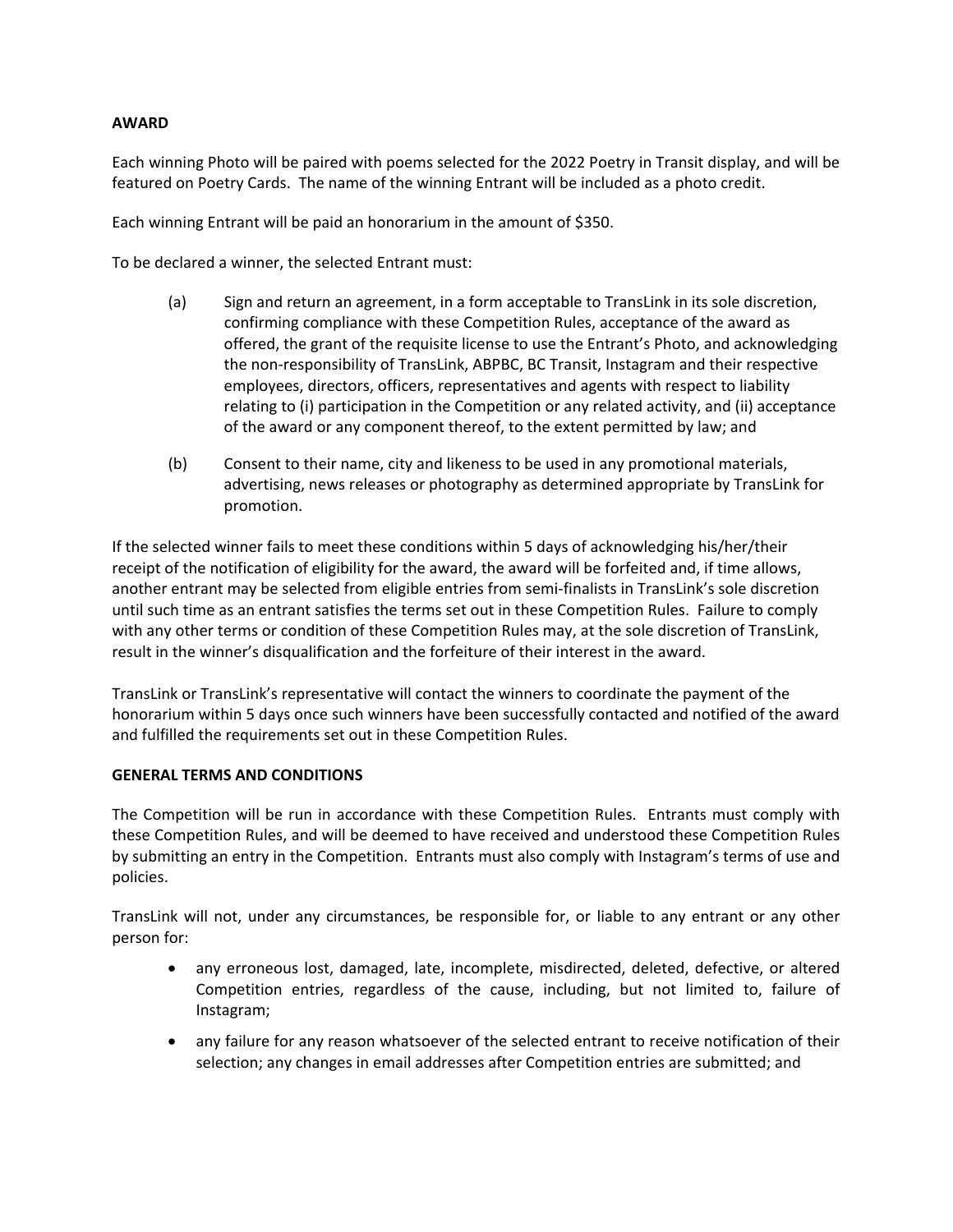**AWARD**

Each winning Photo will be paired with poems selected for the 2022 Poetry in Transit display, and will be featured on Poetry Cards. The name of the winning Entrant will be included as a photo credit.

Each winning Entrant will be paid an honorarium in the amount of $350.

To be declared a winner, the selected Entrant must:

(a) Sign and return an agreement, in a form acceptable to TransLink in its sole discretion, confirming compliance with these Competition Rules, acceptance of the award as offered, the grant of the requisite license to use the Entrant's Photo, and acknowledging the non-responsibility of TransLink, ABPBC, BC Transit, Instagram and their respective employees, directors, officers, representatives and agents with respect to liability relating to (i) participation in the Competition or any related activity, and (ii) acceptance of the award or any component thereof, to the extent permitted by law; and

(b) Consent to their name, city and likeness to be used in any promotional materials, advertising, news releases or photography as determined appropriate by TransLink for promotion.

If the selected winner fails to meet these conditions within 5 days of acknowledging his/her/their receipt of the notification of eligibility for the award, the award will be forfeited and, if time allows, another entrant may be selected from eligible entries from semi-finalists in TransLink's sole discretion until such time as an entrant satisfies the terms set out in these Competition Rules. Failure to comply with any other terms or condition of these Competition Rules may, at the sole discretion of TransLink, result in the winner's disqualification and the forfeiture of their interest in the award.

TransLink or TransLink's representative will contact the winners to coordinate the payment of the honorarium within 5 days once such winners have been successfully contacted and notified of the award and fulfilled the requirements set out in these Competition Rules.

**GENERAL TERMS AND CONDITIONS**

The Competition will be run in accordance with these Competition Rules. Entrants must comply with these Competition Rules, and will be deemed to have received and understood these Competition Rules by submitting an entry in the Competition. Entrants must also comply with Instagram's terms of use and policies.

TransLink will not, under any circumstances, be responsible for, or liable to any entrant or any other person for:

- any erroneous lost, damaged, late, incomplete, misdirected, deleted, defective, or altered Competition entries, regardless of the cause, including, but not limited to, failure of Instagram;
- any failure for any reason whatsoever of the selected entrant to receive notification of their selection; any changes in email addresses after Competition entries are submitted; and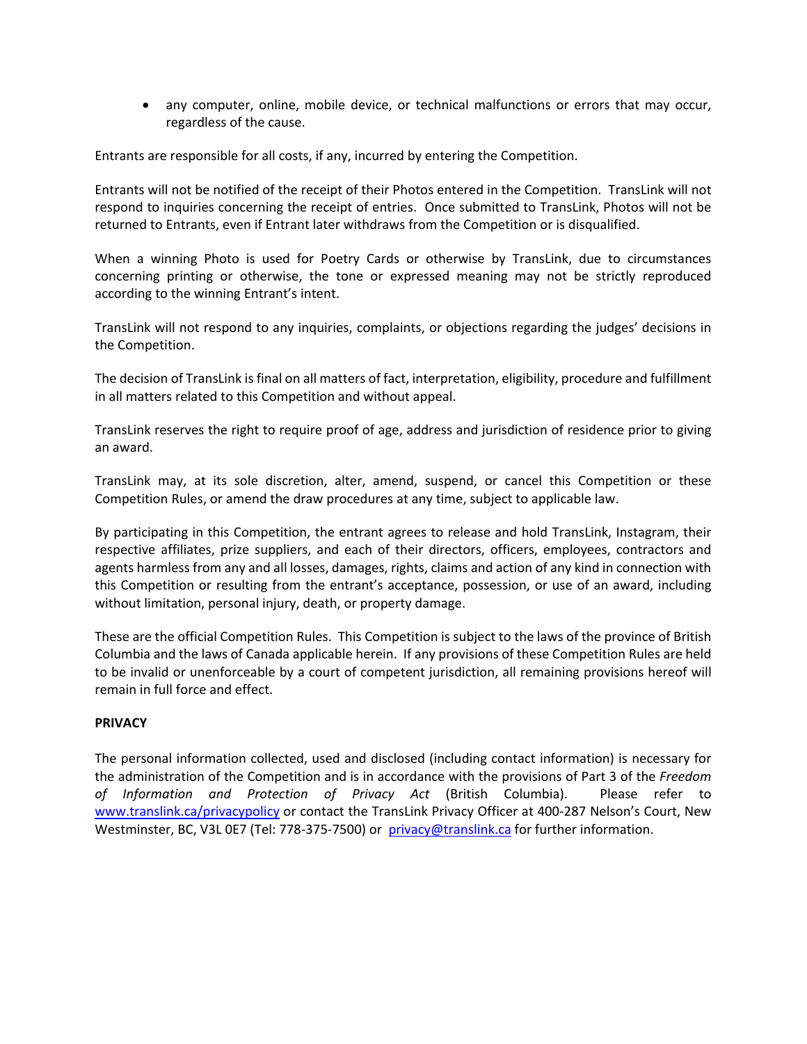- any computer, online, mobile device, or technical malfunctions or errors that may occur, regardless of the cause.

Entrants are responsible for all costs, if any, incurred by entering the Competition.

Entrants will not be notified of the receipt of their Photos entered in the Competition. TransLink will not respond to inquiries concerning the receipt of entries. Once submitted to TransLink, Photos will not be returned to Entrants, even if Entrant later withdraws from the Competition or is disqualified.

When a winning Photo is used for Poetry Cards or otherwise by TransLink, due to circumstances concerning printing or otherwise, the tone or expressed meaning may not be strictly reproduced according to the winning Entrant's intent.

TransLink will not respond to any inquiries, complaints, or objections regarding the judges' decisions in the Competition.

The decision of TransLink is final on all matters of fact, interpretation, eligibility, procedure and fulfillment in all matters related to this Competition and without appeal.

TransLink reserves the right to require proof of age, address and jurisdiction of residence prior to giving an award.

TransLink may, at its sole discretion, alter, amend, suspend, or cancel this Competition or these Competition Rules, or amend the draw procedures at any time, subject to applicable law.

By participating in this Competition, the entrant agrees to release and hold TransLink, Instagram, their respective affiliates, prize suppliers, and each of their directors, officers, employees, contractors and agents harmless from any and all losses, damages, rights, claims and action of any kind in connection with this Competition or resulting from the entrant's acceptance, possession, or use of an award, including without limitation, personal injury, death, or property damage.

These are the official Competition Rules. This Competition is subject to the laws of the province of British Columbia and the laws of Canada applicable herein. If any provisions of these Competition Rules are held to be invalid or unenforceable by a court of competent jurisdiction, all remaining provisions hereof will remain in full force and effect.

**PRIVACY**

The personal information collected, used and disclosed (including contact information) is necessary for the administration of the Competition and is in accordance with the provisions of Part 3 of the *Freedom of Information and Protection of Privacy Act* (British Columbia). Please refer to www.translink.ca/privacypolicy or contact the TransLink Privacy Officer at 400-287 Nelson's Court, New Westminster, BC, V3L 0E7 (Tel: 778-375-7500) or privacy@translink.ca for further information.